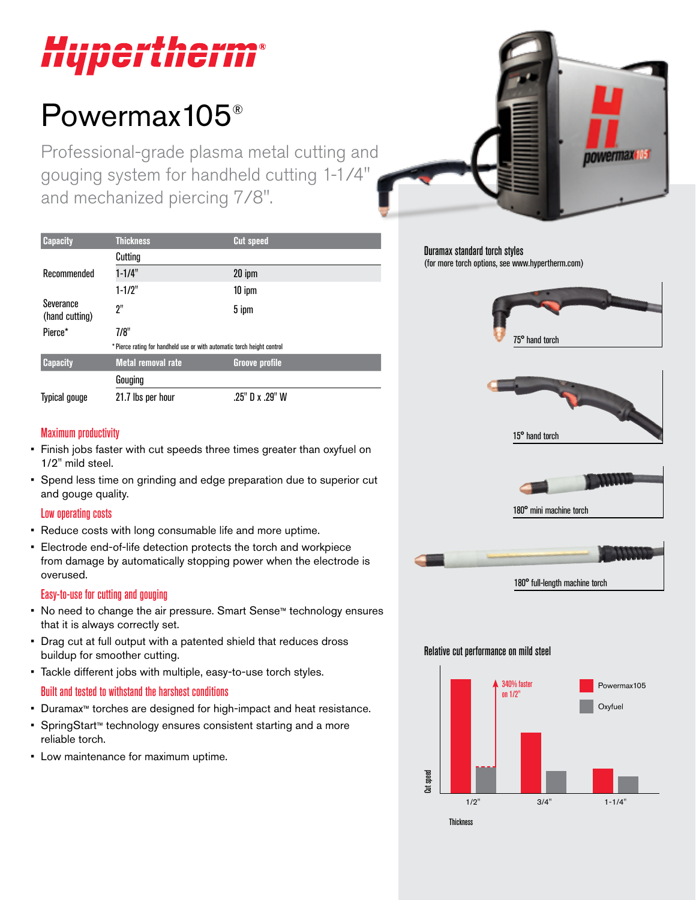# Hypertherm

# Powermax105®

Professional-grade plasma metal cutting and gouging system for handheld cutting 1-1/4" and mechanized piercing 7/8".

| Capacity | Thickness | Cut speed |
|---|---|---|
| | Cutting | |
| Recommended | 1-1/4" | 20 ipm |
| | 1-1/2" | 10 ipm |
| Severance (hand cutting) | 2" | 5 ipm |
| Pierce* | 7/8" | |

* Pierce rating for handheld use or with automatic torch height control

| Capacity | Metal removal rate | Groove profile |
|---|---|---|
| | Gouging | |
| Typical gouge | 21.7 lbs per hour | .25" D x .29" W |

### Maximum productivity

- Finish jobs faster with cut speeds three times greater than oxyfuel on 1/2" mild steel.
- Spend less time on grinding and edge preparation due to superior cut and gouge quality.

### Low operating costs

- Reduce costs with long consumable life and more uptime.
- Electrode end-of-life detection protects the torch and workpiece from damage by automatically stopping power when the electrode is overused.

### Easy-to-use for cutting and gouging

- No need to change the air pressure. Smart Sense™ technology ensures that it is always correctly set.
- Drag cut at full output with a patented shield that reduces dross buildup for smoother cutting.
- Tackle different jobs with multiple, easy-to-use torch styles.

### Built and tested to withstand the harshest conditions

- Duramax™ torches are designed for high-impact and heat resistance.
- SpringStart™ technology ensures consistent starting and a more reliable torch.
- Low maintenance for maximum uptime.

### Duramax standard torch styles

(for more torch options, see www.hypertherm.com)

75° hand torch

15° hand torch

180° mini machine torch

180° full-length machine torch

### Relative cut performance on mild steel

Cut speed / Thickness: 1/2", 3/4", 1-1/4"

340% faster on 1/2"

Powermax105

Oxyfuel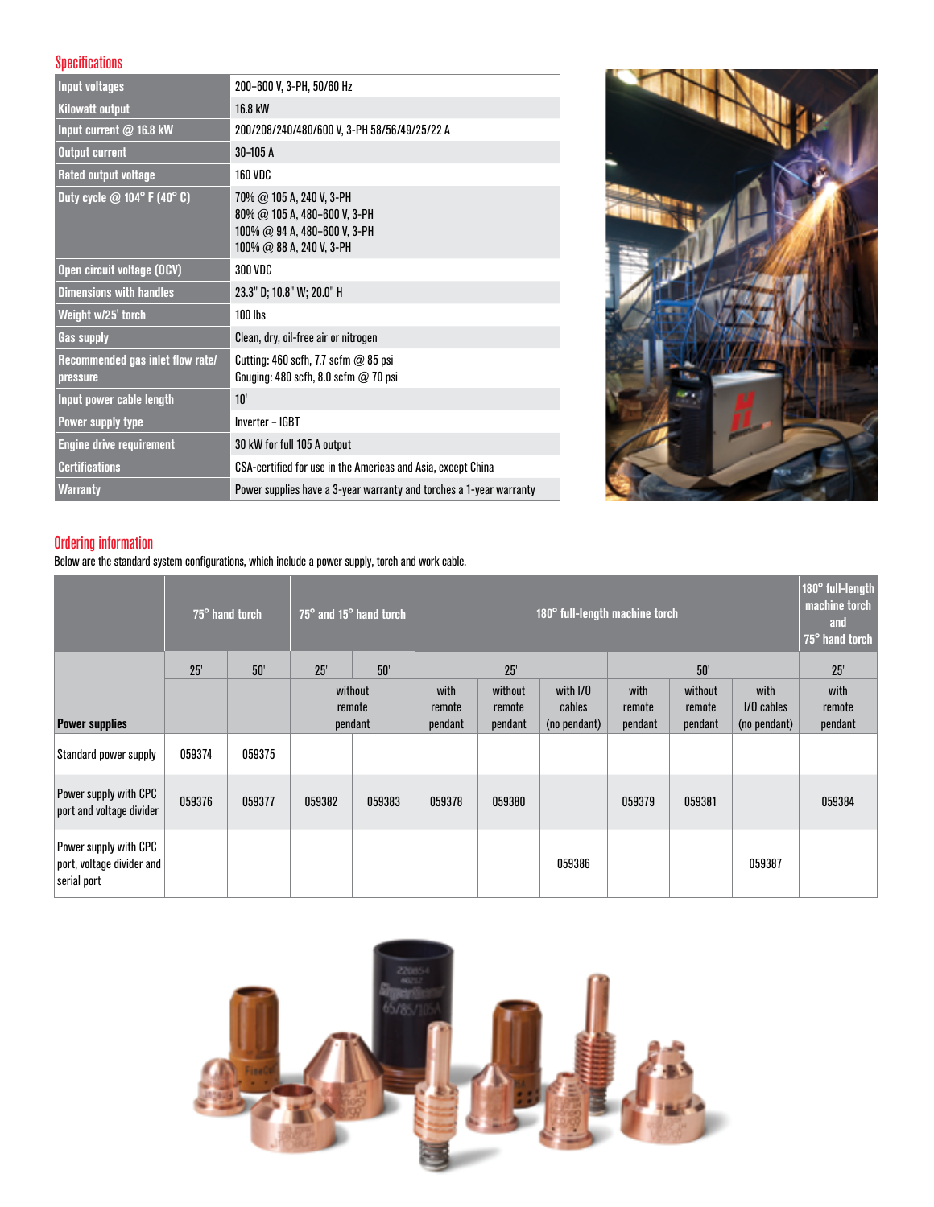## Specifications

| | |
|---|---|
| Input voltages | 200–600 V, 3-PH, 50/60 Hz |
| Kilowatt output | 16.8 kW |
| Input current @ 16.8 kW | 200/208/240/480/600 V, 3-PH 58/56/49/25/22 A |
| Output current | 30–105 A |
| Rated output voltage | 160 VDC |
| Duty cycle @ 104° F (40° C) | 70% @ 105 A, 240 V, 3-PH<br>80% @ 105 A, 480–600 V, 3-PH<br>100% @ 94 A, 480–600 V, 3-PH<br>100% @ 88 A, 240 V, 3-PH |
| Open circuit voltage (OCV) | 300 VDC |
| Dimensions with handles | 23.3" D; 10.8" W; 20.0" H |
| Weight w/25' torch | 100 lbs |
| Gas supply | Clean, dry, oil-free air or nitrogen |
| Recommended gas inlet flow rate/ pressure | Cutting: 460 scfh, 7.7 scfm @ 85 psi<br>Gouging: 480 scfh, 8.0 scfm @ 70 psi |
| Input power cable length | 10' |
| Power supply type | Inverter – IGBT |
| Engine drive requirement | 30 kW for full 105 A output |
| Certifications | CSA-certified for use in the Americas and Asia, except China |
| Warranty | Power supplies have a 3-year warranty and torches a 1-year warranty |

## Ordering information

Below are the standard system configurations, which include a power supply, torch and work cable.

| | 75° hand torch | | 75° and 15° hand torch | | 180° full-length machine torch | | | | | | 180° full-length machine torch and 75° hand torch |
|---|---|---|---|---|---|---|---|---|---|---|---|
| | 25' | 50' | 25' | 50' | 25' | | | 50' | | | 25' |
| Power supplies | | | without remote pendant | | with remote pendant | without remote pendant | with I/O cables (no pendant) | with remote pendant | without remote pendant | with I/O cables (no pendant) | with remote pendant |
| Standard power supply | 059374 | 059375 | | | | | | | | | |
| Power supply with CPC port and voltage divider | 059376 | 059377 | 059382 | 059383 | 059378 | 059380 | | 059379 | 059381 | | 059384 |
| Power supply with CPC port, voltage divider and serial port | | | | | | | 059386 | | | 059387 | |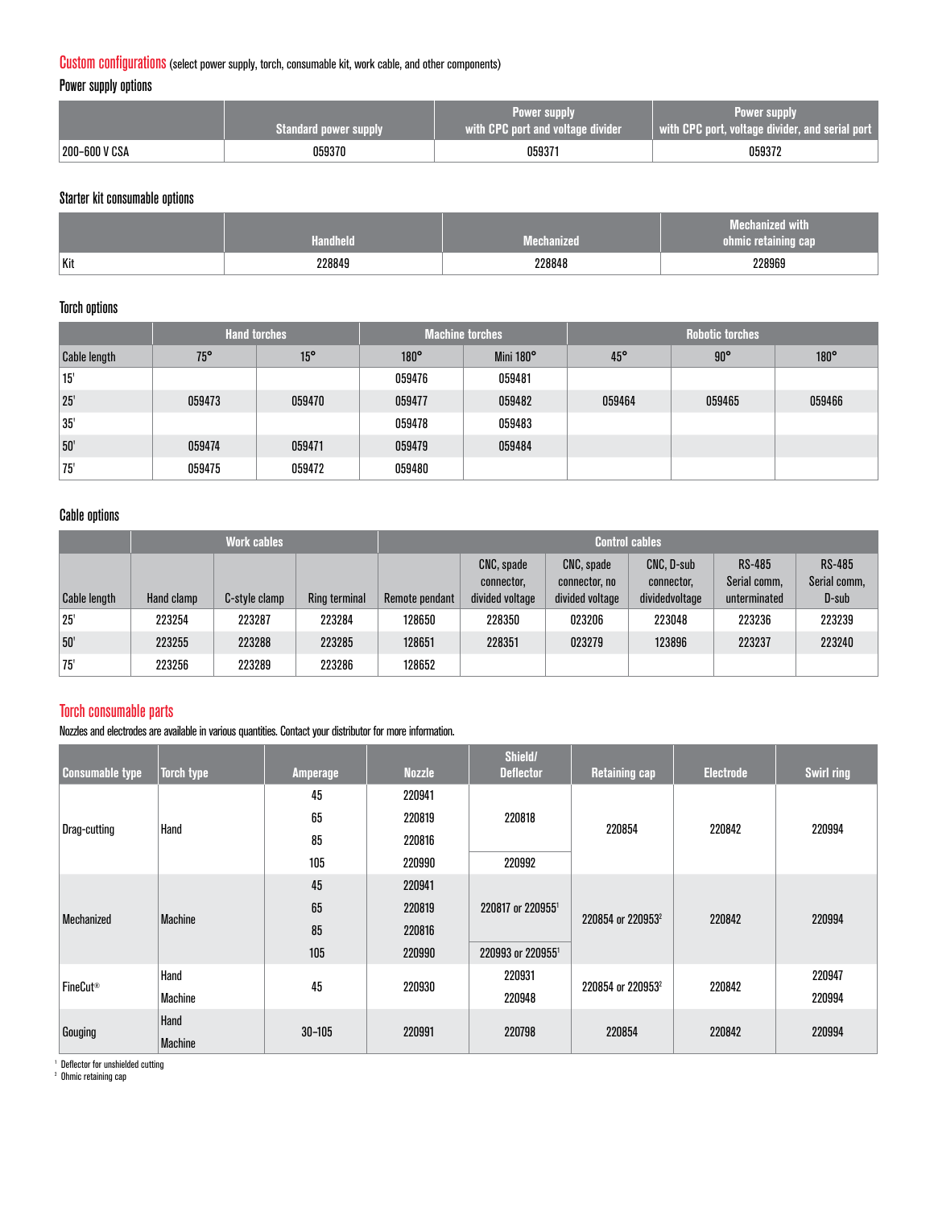## Custom configurations (select power supply, torch, consumable kit, work cable, and other components)

### Power supply options

| | Standard power supply | Power supply with CPC port and voltage divider | Power supply with CPC port, voltage divider, and serial port |
|---|---|---|---|
| 200–600 V CSA | 059370 | 059371 | 059372 |

### Starter kit consumable options

| | Handheld | Mechanized | Mechanized with ohmic retaining cap |
|---|---|---|---|
| Kit | 228849 | 228848 | 228969 |

### Torch options

| | Hand torches | | Machine torches | | Robotic torches | | |
|---|---|---|---|---|---|---|---|
| Cable length | 75° | 15° | 180° | Mini 180° | 45° | 90° | 180° |
| 15' | | | 059476 | 059481 | | | |
| 25' | 059473 | 059470 | 059477 | 059482 | 059464 | 059465 | 059466 |
| 35' | | | 059478 | 059483 | | | |
| 50' | 059474 | 059471 | 059479 | 059484 | | | |
| 75' | 059475 | 059472 | 059480 | | | | |

### Cable options

| | Work cables | | | Control cables | | | | | |
|---|---|---|---|---|---|---|---|---|---|
| Cable length | Hand clamp | C-style clamp | Ring terminal | Remote pendant | CNC, spade connector, divided voltage | CNC, spade connector, no divided voltage | CNC, D-sub connector, dividedvoltage | RS-485 Serial comm, unterminated | RS-485 Serial comm, D-sub |
| 25' | 223254 | 223287 | 223284 | 128650 | 228350 | 023206 | 223048 | 223236 | 223239 |
| 50' | 223255 | 223288 | 223285 | 128651 | 228351 | 023279 | 123896 | 223237 | 223240 |
| 75' | 223256 | 223289 | 223286 | 128652 | | | | | |

## Torch consumable parts

Nozzles and electrodes are available in various quantities. Contact your distributor for more information.

| Consumable type | Torch type | Amperage | Nozzle | Shield/ Deflector | Retaining cap | Electrode | Swirl ring |
|---|---|---|---|---|---|---|---|
| Drag-cutting | Hand | 45 | 220941 | 220818 | 220854 | 220842 | 220994 |
| | | 65 | 220819 | | | | |
| | | 85 | 220816 | | | | |
| | | 105 | 220990 | 220992 | | | |
| Mechanized | Machine | 45 | 220941 | 220817 or 220955[1] | 220854 or 220953[2] | 220842 | 220994 |
| | | 65 | 220819 | | | | |
| | | 85 | 220816 | | | | |
| | | 105 | 220990 | 220993 or 220955[1] | | | |
| FineCut® | Hand | 45 | 220930 | 220931 | 220854 or 220953[2] | 220842 | 220947 |
| | Machine | | | 220948 | | | 220994 |
| Gouging | Hand / Machine | 30–105 | 220991 | 220798 | 220854 | 220842 | 220994 |

[1] Deflector for unshielded cutting
[2] Ohmic retaining cap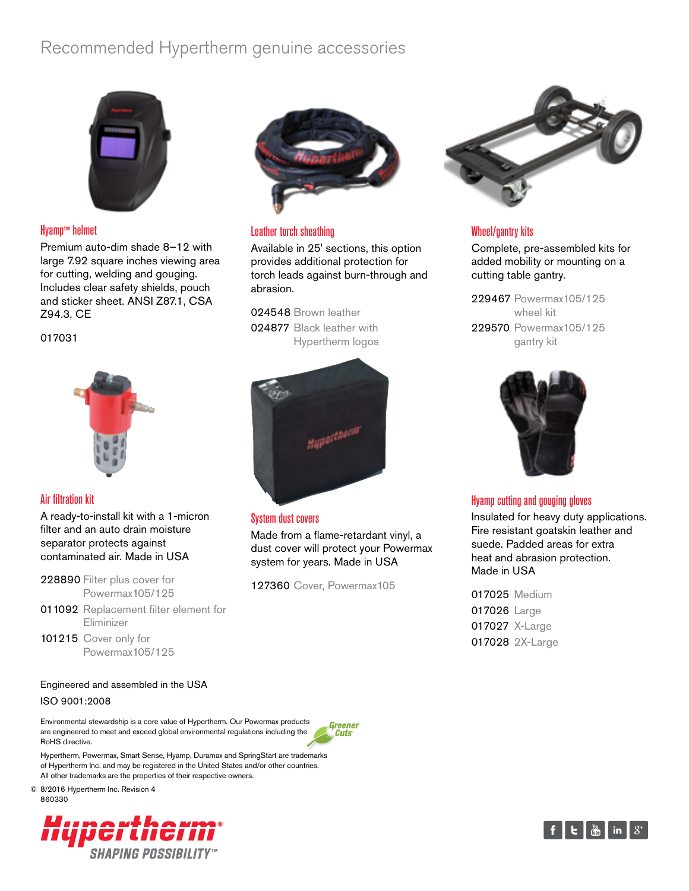# Recommended Hypertherm genuine accessories

### Hyamp™ helmet

Premium auto-dim shade 8–12 with large 7.92 square inches viewing area for cutting, welding and gouging. Includes clear safety shields, pouch and sticker sheet. ANSI Z87.1, CSA Z94.3, CE

017031

### Leather torch sheathing

Available in 25' sections, this option provides additional protection for torch leads against burn-through and abrasion.

024548 Brown leather
024877 Black leather with Hypertherm logos

### Wheel/gantry kits

Complete, pre-assembled kits for added mobility or mounting on a cutting table gantry.

229467 Powermax105/125 wheel kit
229570 Powermax105/125 gantry kit

### Air filtration kit

A ready-to-install kit with a 1-micron filter and an auto drain moisture separator protects against contaminated air. Made in USA

228890 Filter plus cover for Powermax105/125
011092 Replacement filter element for Eliminizer
101215 Cover only for Powermax105/125

### System dust covers

Made from a flame-retardant vinyl, a dust cover will protect your Powermax system for years. Made in USA

127360 Cover, Powermax105

### Hyamp cutting and gouging gloves

Insulated for heavy duty applications. Fire resistant goatskin leather and suede. Padded areas for extra heat and abrasion protection. Made in USA

017025 Medium
017026 Large
017027 X-Large
017028 2X-Large

Engineered and assembled in the USA

ISO 9001:2008

Environmental stewardship is a core value of Hypertherm. Our Powermax products are engineered to meet and exceed global environmental regulations including the RoHS directive.

Greener Cuts

Hypertherm, Powermax, Smart Sense, Hyamp, Duramax and SpringStart are trademarks of Hypertherm Inc. and may be registered in the United States and/or other countries. All other trademarks are the properties of their respective owners.

© 8/2016 Hypertherm Inc. Revision 4
860330

Hypertherm® SHAPING POSSIBILITY™